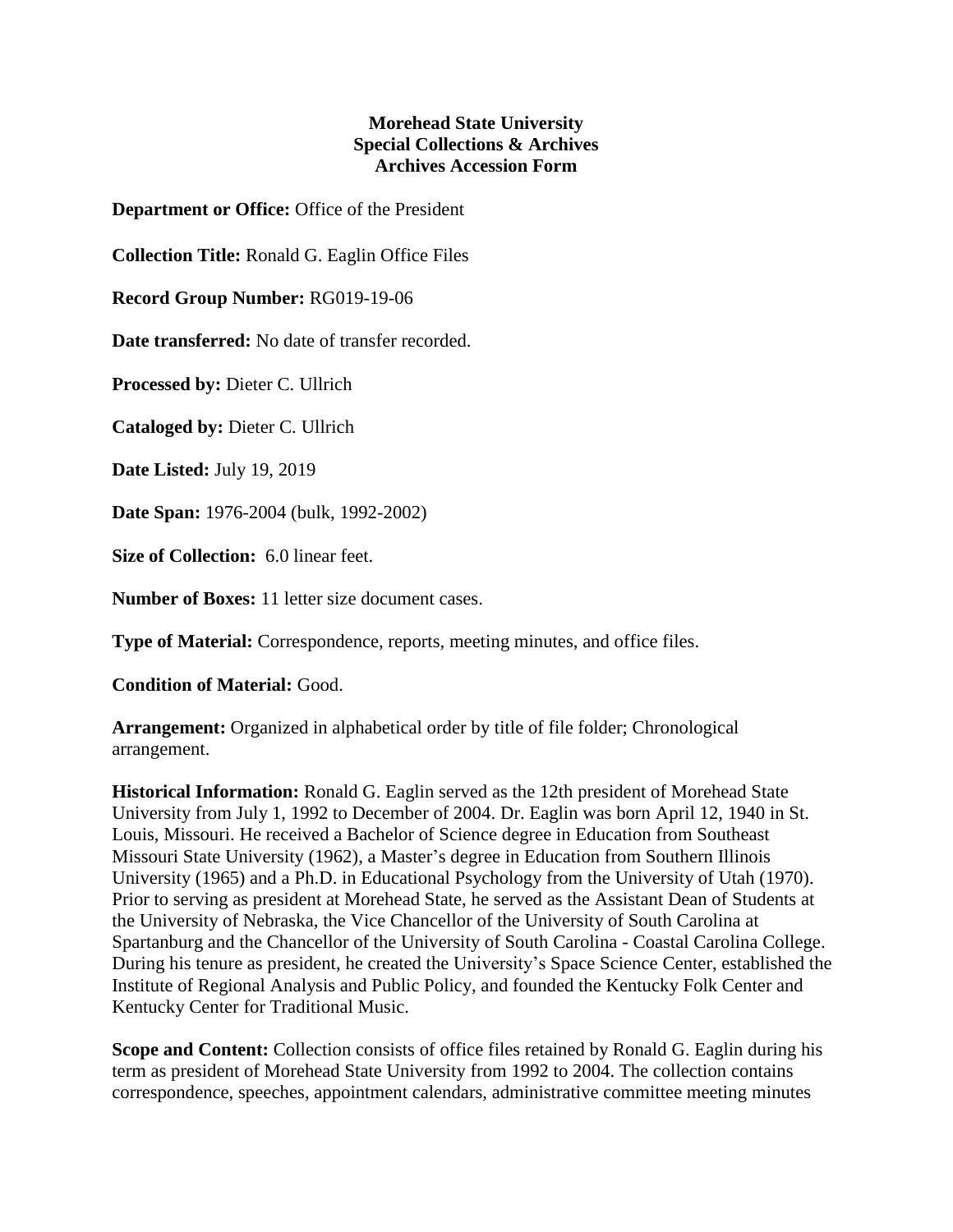**Morehead State University**
**Special Collections & Archives**
**Archives Accession Form**

**Department or Office:** Office of the President

**Collection Title:** Ronald G. Eaglin Office Files

**Record Group Number:** RG019-19-06

**Date transferred:** No date of transfer recorded.

**Processed by:** Dieter C. Ullrich

**Cataloged by:** Dieter C. Ullrich

**Date Listed:** July 19, 2019

**Date Span:** 1976-2004 (bulk, 1992-2002)

**Size of Collection:** 6.0 linear feet.

**Number of Boxes:** 11 letter size document cases.

**Type of Material:** Correspondence, reports, meeting minutes, and office files.

**Condition of Material:** Good.

**Arrangement:** Organized in alphabetical order by title of file folder; Chronological arrangement.

**Historical Information:** Ronald G. Eaglin served as the 12th president of Morehead State University from July 1, 1992 to December of 2004. Dr. Eaglin was born April 12, 1940 in St. Louis, Missouri. He received a Bachelor of Science degree in Education from Southeast Missouri State University (1962), a Master's degree in Education from Southern Illinois University (1965) and a Ph.D. in Educational Psychology from the University of Utah (1970). Prior to serving as president at Morehead State, he served as the Assistant Dean of Students at the University of Nebraska, the Vice Chancellor of the University of South Carolina at Spartanburg and the Chancellor of the University of South Carolina - Coastal Carolina College. During his tenure as president, he created the University's Space Science Center, established the Institute of Regional Analysis and Public Policy, and founded the Kentucky Folk Center and Kentucky Center for Traditional Music.

**Scope and Content:** Collection consists of office files retained by Ronald G. Eaglin during his term as president of Morehead State University from 1992 to 2004. The collection contains correspondence, speeches, appointment calendars, administrative committee meeting minutes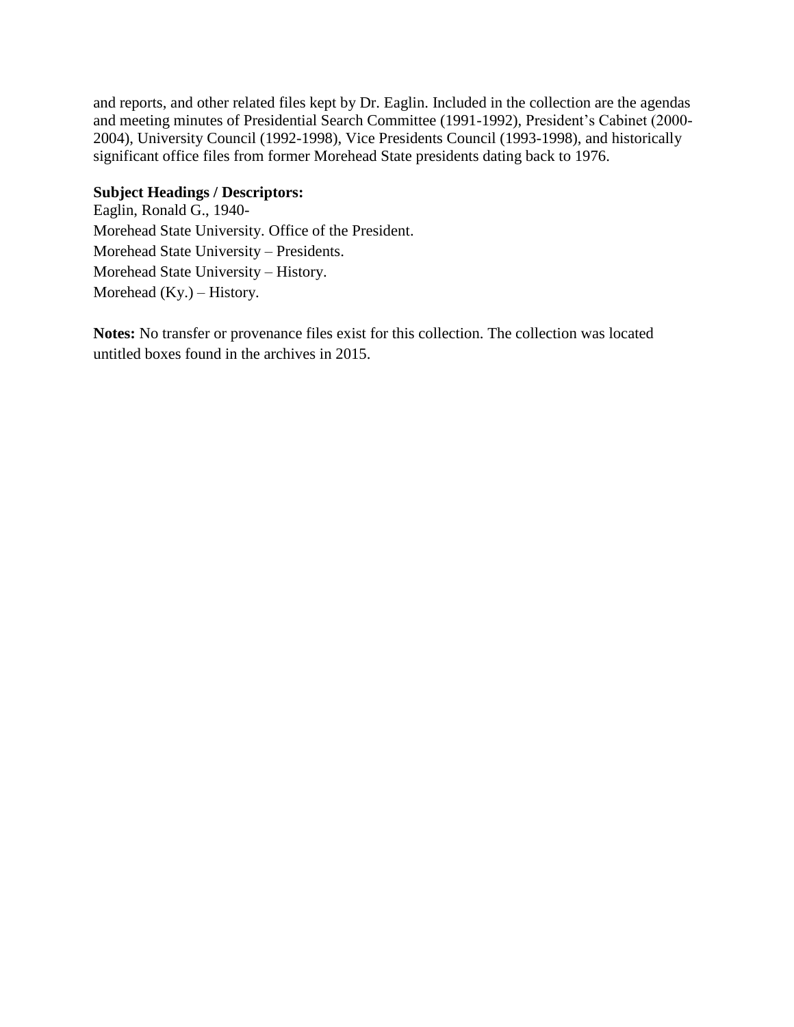and reports, and other related files kept by Dr. Eaglin. Included in the collection are the agendas and meeting minutes of Presidential Search Committee (1991-1992), President's Cabinet (2000-2004), University Council (1992-1998), Vice Presidents Council (1993-1998), and historically significant office files from former Morehead State presidents dating back to 1976.

**Subject Headings / Descriptors:**

Eaglin, Ronald G., 1940-

Morehead State University. Office of the President.

Morehead State University – Presidents.

Morehead State University – History.

Morehead (Ky.) – History.

**Notes:** No transfer or provenance files exist for this collection. The collection was located untitled boxes found in the archives in 2015.